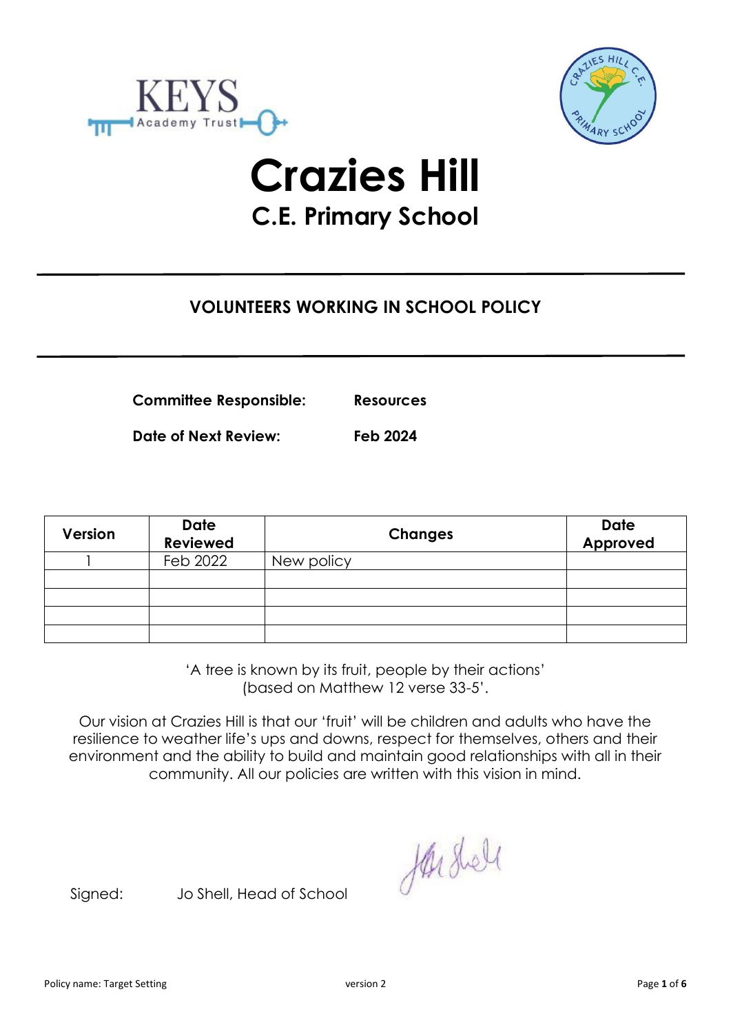# Crazies Hill
## C.E. Primary School

### VOLUNTEERS WORKING IN SCHOOL POLICY

**Committee Responsible:** **Resources**

**Date of Next Review:** **Feb 2024**

| Version | Date Reviewed | Changes | Date Approved |
|---|---|---|---|
| 1 | Feb 2022 | New policy | |
| | | | |
| | | | |
| | | | |
| | | | |

'A tree is known by its fruit, people by their actions'
(based on Matthew 12 verse 33-5'.

Our vision at Crazies Hill is that our 'fruit' will be children and adults who have the resilience to weather life's ups and downs, respect for themselves, others and their environment and the ability to build and maintain good relationships with all in their community. All our policies are written with this vision in mind.

Signed: Jo Shell, Head of School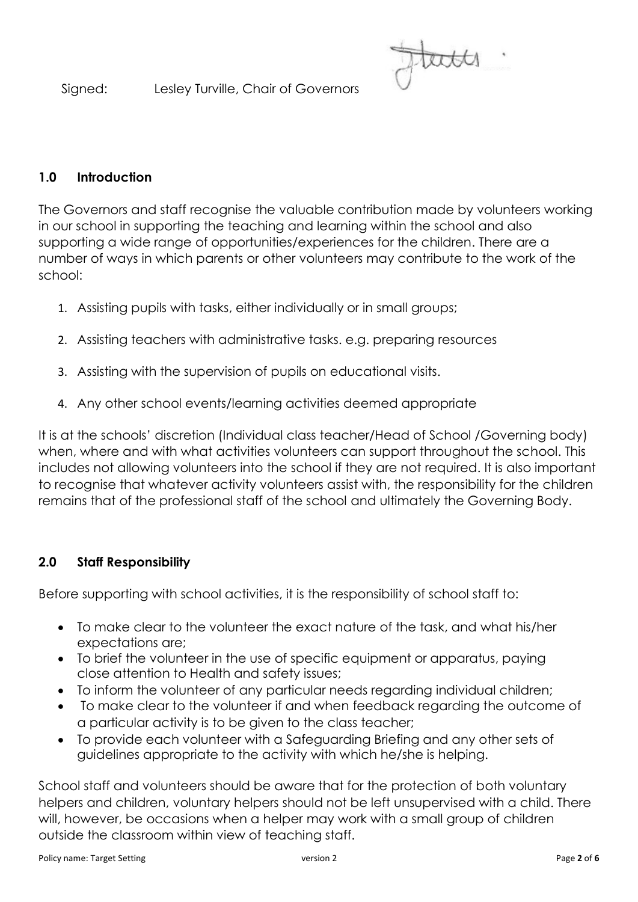Signed: Lesley Turville, Chair of Governors

## 1.0 Introduction

The Governors and staff recognise the valuable contribution made by volunteers working in our school in supporting the teaching and learning within the school and also supporting a wide range of opportunities/experiences for the children. There are a number of ways in which parents or other volunteers may contribute to the work of the school:

1. Assisting pupils with tasks, either individually or in small groups;
2. Assisting teachers with administrative tasks. e.g. preparing resources
3. Assisting with the supervision of pupils on educational visits.
4. Any other school events/learning activities deemed appropriate

It is at the schools' discretion (Individual class teacher/Head of School /Governing body) when, where and with what activities volunteers can support throughout the school. This includes not allowing volunteers into the school if they are not required. It is also important to recognise that whatever activity volunteers assist with, the responsibility for the children remains that of the professional staff of the school and ultimately the Governing Body.

## 2.0 Staff Responsibility

Before supporting with school activities, it is the responsibility of school staff to:

- To make clear to the volunteer the exact nature of the task, and what his/her expectations are;
- To brief the volunteer in the use of specific equipment or apparatus, paying close attention to Health and safety issues;
- To inform the volunteer of any particular needs regarding individual children;
- To make clear to the volunteer if and when feedback regarding the outcome of a particular activity is to be given to the class teacher;
- To provide each volunteer with a Safeguarding Briefing and any other sets of guidelines appropriate to the activity with which he/she is helping.

School staff and volunteers should be aware that for the protection of both voluntary helpers and children, voluntary helpers should not be left unsupervised with a child. There will, however, be occasions when a helper may work with a small group of children outside the classroom within view of teaching staff.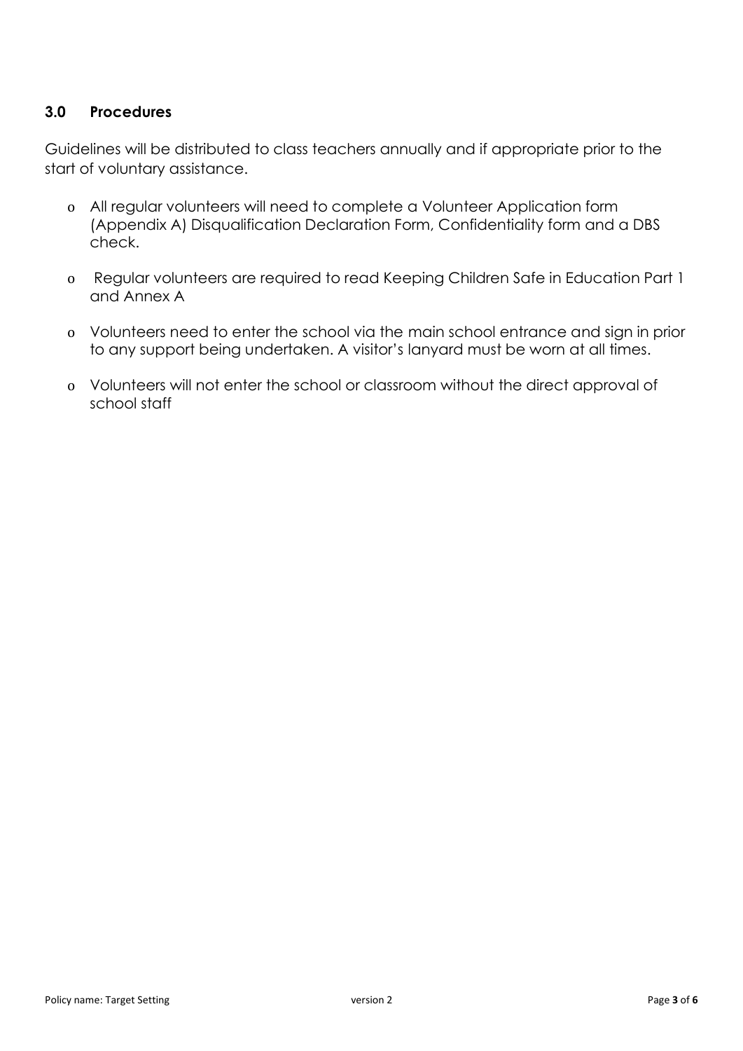## 3.0 Procedures

Guidelines will be distributed to class teachers annually and if appropriate prior to the start of voluntary assistance.

- All regular volunteers will need to complete a Volunteer Application form (Appendix A) Disqualification Declaration Form, Confidentiality form and a DBS check.
- Regular volunteers are required to read Keeping Children Safe in Education Part 1 and Annex A
- Volunteers need to enter the school via the main school entrance and sign in prior to any support being undertaken. A visitor's lanyard must be worn at all times.
- Volunteers will not enter the school or classroom without the direct approval of school staff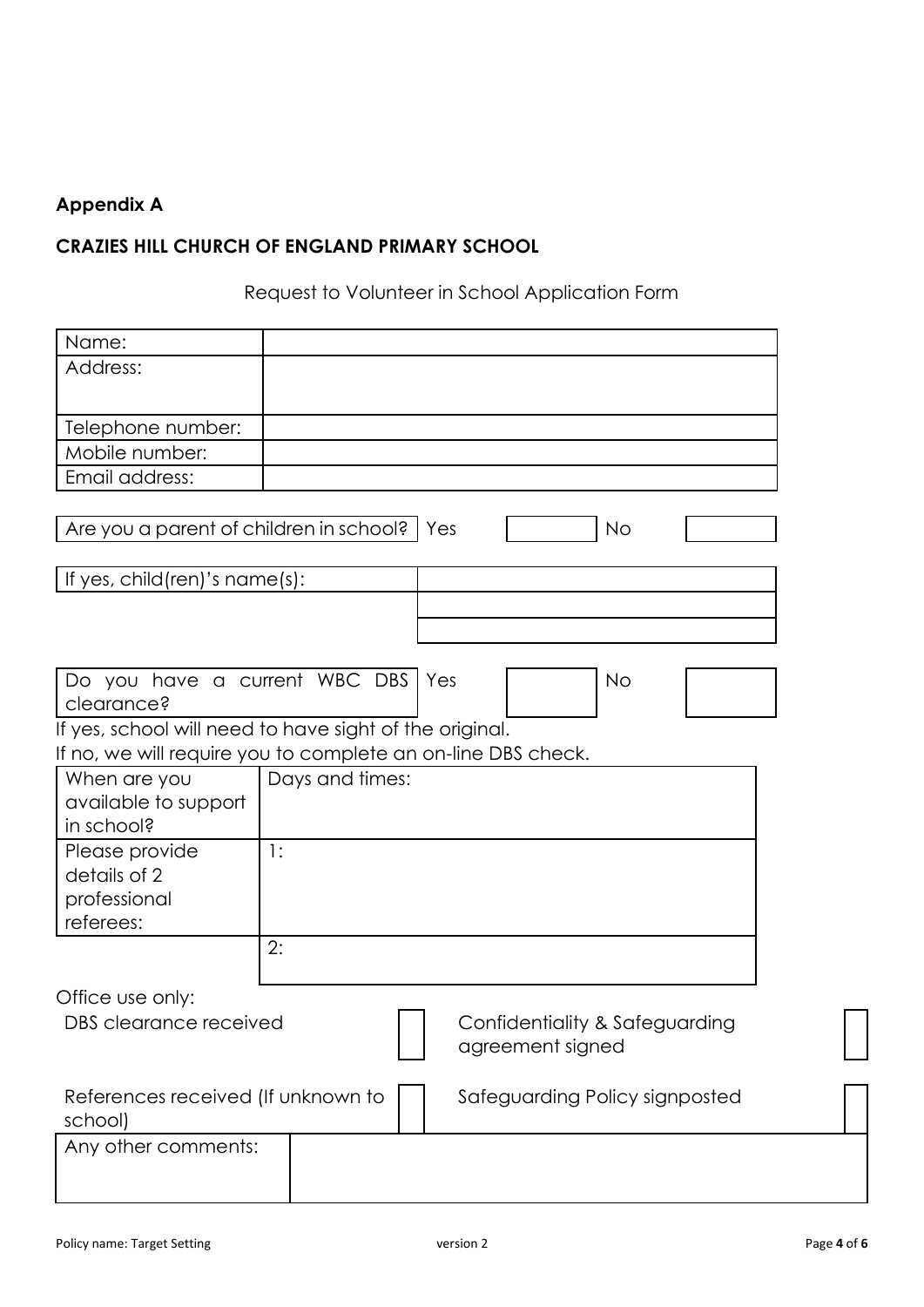**Appendix A**

**CRAZIES HILL CHURCH OF ENGLAND PRIMARY SCHOOL**

Request to Volunteer in School Application Form

| Name: | |
|---|---|
| Address: | |
| Telephone number: | |
| Mobile number: | |
| Email address: | |

| Are you a parent of children in school? | Yes | | No | |
|---|---|---|---|---|

| If yes, child(ren)'s name(s): | |
|---|---|
| | |
| | |

| Do you have a current WBC DBS clearance? | Yes | | No | |
|---|---|---|---|---|

If yes, school will need to have sight of the original.
If no, we will require you to complete an on-line DBS check.

| When are you available to support in school? | Days and times: |
|---|---|
| Please provide details of 2 professional referees: | 1: |
| | 2: |

Office use only:

| DBS clearance received | | Confidentiality & Safeguarding agreement signed | |
|---|---|---|---|
| References received (If unknown to school) | | Safeguarding Policy signposted | |

| Any other comments: | |
|---|---|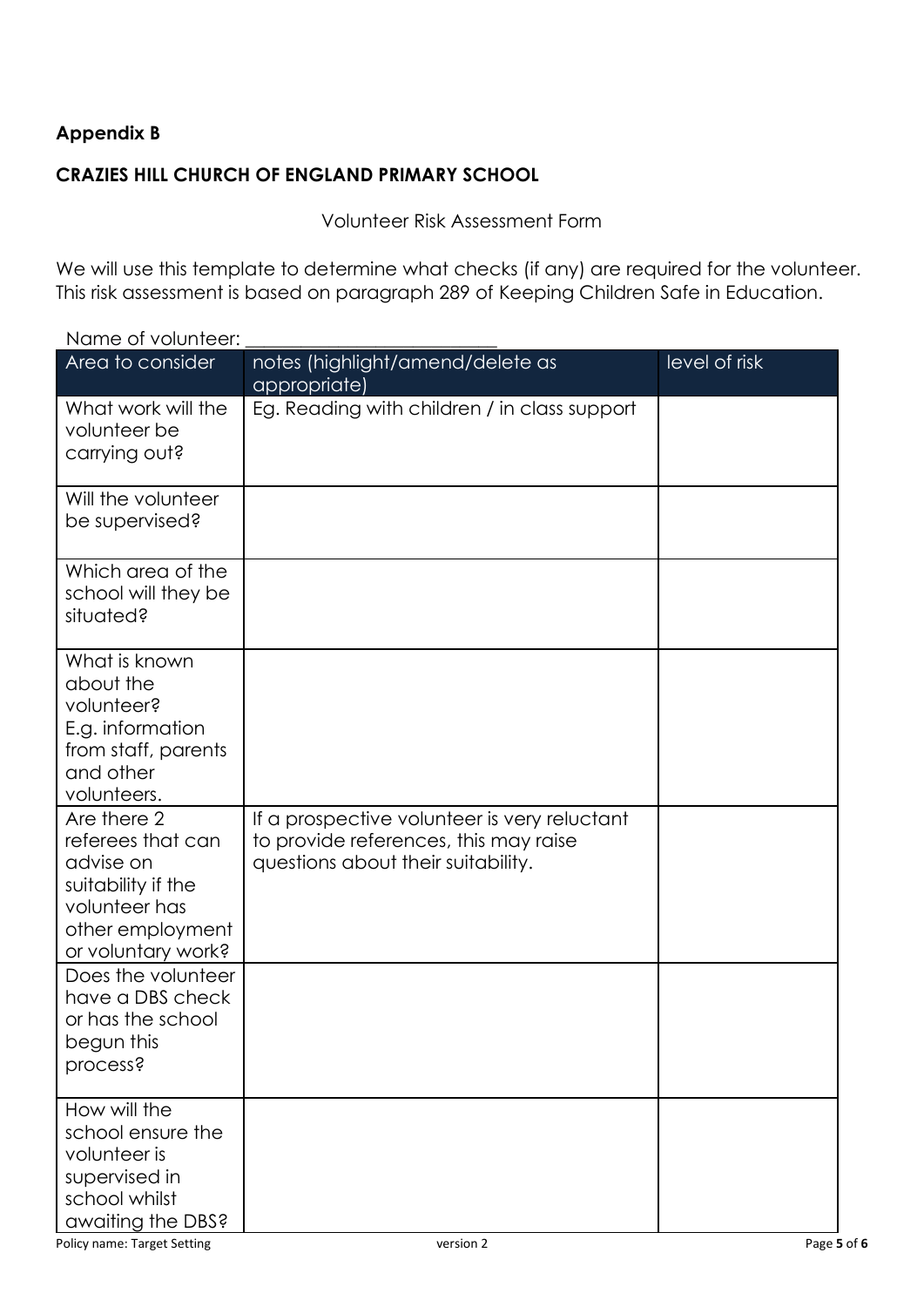**Appendix B**

**CRAZIES HILL CHURCH OF ENGLAND PRIMARY SCHOOL**

Volunteer Risk Assessment Form

We will use this template to determine what checks (if any) are required for the volunteer. This risk assessment is based on paragraph 289 of Keeping Children Safe in Education.

Name of volunteer: ________________________

| Area to consider | notes (highlight/amend/delete as appropriate) | level of risk |
|---|---|---|
| What work will the volunteer be carrying out? | Eg. Reading with children / in class support | |
| Will the volunteer be supervised? | | |
| Which area of the school will they be situated? | | |
| What is known about the volunteer? E.g. information from staff, parents and other volunteers. | | |
| Are there 2 referees that can advise on suitability if the volunteer has other employment or voluntary work? | If a prospective volunteer is very reluctant to provide references, this may raise questions about their suitability. | |
| Does the volunteer have a DBS check or has the school begun this process? | | |
| How will the school ensure the volunteer is supervised in school whilst awaiting the DBS? | | |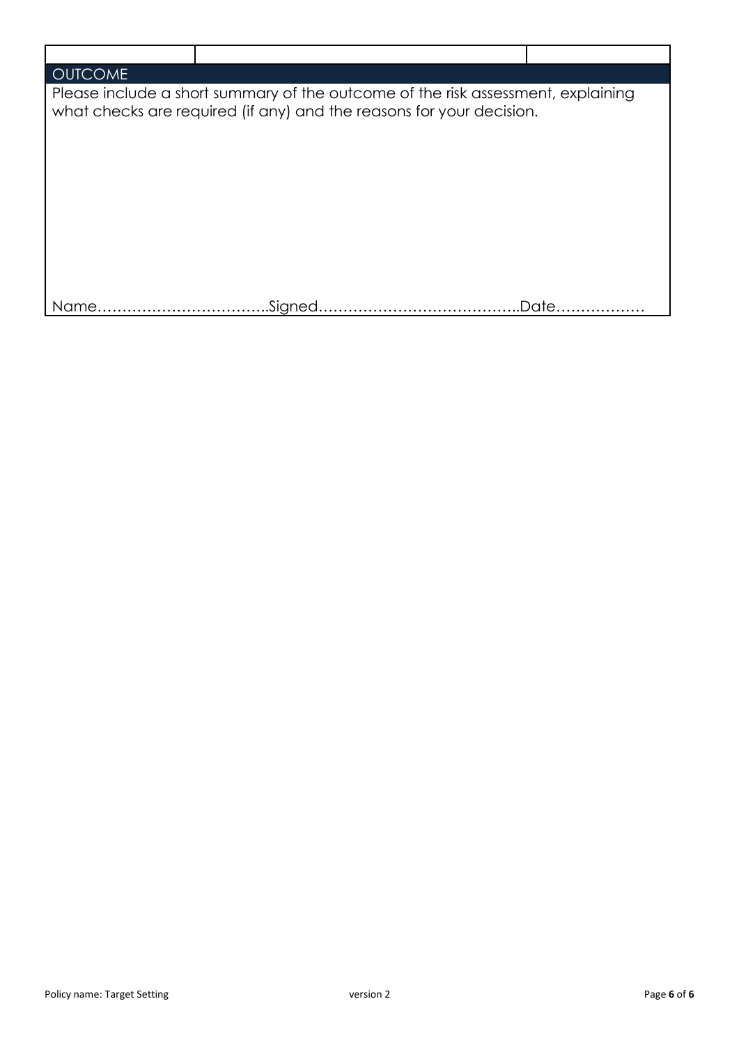| | | |
|---|---|---|
| | | |

## OUTCOME

Please include a short summary of the outcome of the risk assessment, explaining what checks are required (if any) and the reasons for your decision.

Name……………………………..Signed…………………………………..Date……………..